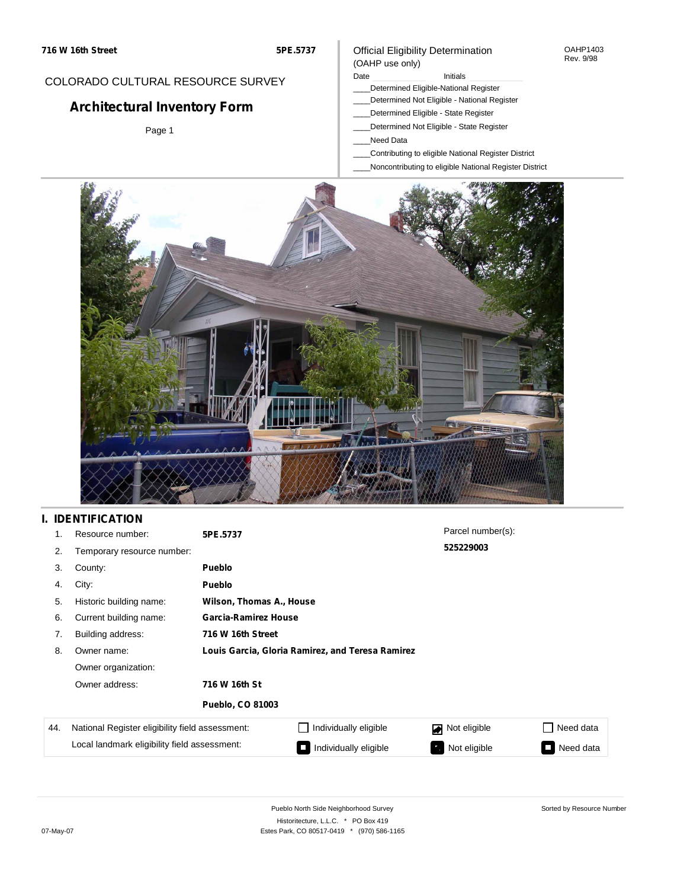716 W 16th Street

5PE.5737

COLORADO CULTURAL RESOURCE SURVEY

# Architectural Inventory Form

Page 1

Official Eligibility Determination
(OAHP use only)

OAHP1403
Rev. 9/98

Date Initials

____Determined Eligible-National Register
____Determined Not Eligible - National Register
____Determined Eligible - State Register
____Determined Not Eligible - State Register
____Need Data
____Contributing to eligible National Register District
____Noncontributing to eligible National Register District

## I. IDENTIFICATION

1. Resource number: **5PE.5737**
2. Temporary resource number:
3. County: **Pueblo**
4. City: **Pueblo**
5. Historic building name: **Wilson, Thomas A., House**
6. Current building name: **Garcia-Ramirez House**
7. Building address: **716 W 16th Street**
8. Owner name: **Louis Garcia, Gloria Ramirez, and Teresa Ramirez**

   Owner organization:

   Owner address: **716 W 16th St**

   **Pueblo, CO 81003**

Parcel number(s): **525229003**

| | | | | |
|---|---|---|---|---|
| 44. | National Register eligibility field assessment: | ☐ Individually eligible | ☑ Not eligible | ☐ Need data |
| | Local landmark eligibility field assessment: | ■ Individually eligible | ■ Not eligible | ■ Need data |

Pueblo North Side Neighborhood Survey
Historitecture, L.L.C. * PO Box 419
Estes Park, CO 80517-0419 * (970) 586-1165

Sorted by Resource Number

07-May-07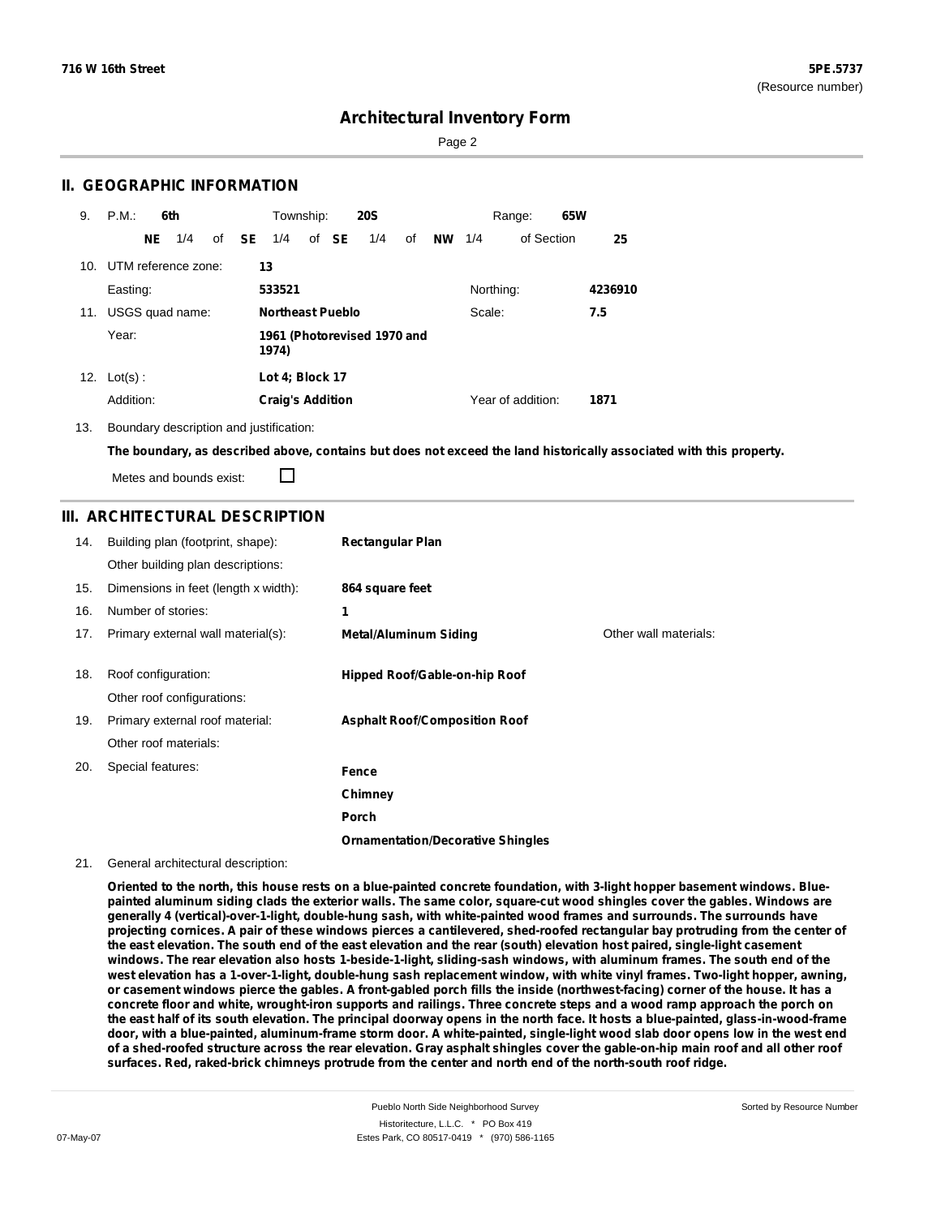# Architectural Inventory Form

## II. GEOGRAPHIC INFORMATION

9. P.M.: **6th** Township: **20S** Range: **65W**

**NE** 1/4 of **SE** 1/4 of **SE** 1/4 of **NW** 1/4 of Section **25**

10. UTM reference zone: **13**

Easting: **533521** Northing: **4236910**

11. USGS quad name: **Northeast Pueblo** Scale: **7.5**

Year: **1961 (Photorevised 1970 and 1974)**

12. Lot(s) : **Lot 4; Block 17**

Addition: **Craig's Addition** Year of addition: **1871**

13. Boundary description and justification:

**The boundary, as described above, contains but does not exceed the land historically associated with this property.**

Metes and bounds exist: ☐

## III. ARCHITECTURAL DESCRIPTION

14. Building plan (footprint, shape): **Rectangular Plan**

Other building plan descriptions:

15. Dimensions in feet (length x width): **864 square feet**

16. Number of stories: **1**

17. Primary external wall material(s): **Metal/Aluminum Siding** Other wall materials:

18. Roof configuration: **Hipped Roof/Gable-on-hip Roof**

Other roof configurations:

19. Primary external roof material: **Asphalt Roof/Composition Roof**

Other roof materials:

20. Special features: **Fence**

**Chimney**

**Porch**

**Ornamentation/Decorative Shingles**

21. General architectural description:

**Oriented to the north, this house rests on a blue-painted concrete foundation, with 3-light hopper basement windows. Blue-painted aluminum siding clads the exterior walls. The same color, square-cut wood shingles cover the gables. Windows are generally 4 (vertical)-over-1-light, double-hung sash, with white-painted wood frames and surrounds. The surrounds have projecting cornices. A pair of these windows pierces a cantilevered, shed-roofed rectangular bay protruding from the center of the east elevation. The south end of the east elevation and the rear (south) elevation host paired, single-light casement windows. The rear elevation also hosts 1-beside-1-light, sliding-sash windows, with aluminum frames. The south end of the west elevation has a 1-over-1-light, double-hung sash replacement window, with white vinyl frames. Two-light hopper, awning, or casement windows pierce the gables. A front-gabled porch fills the inside (northwest-facing) corner of the house. It has a concrete floor and white, wrought-iron supports and railings. Three concrete steps and a wood ramp approach the porch on the east half of its south elevation. The principal doorway opens in the north face. It hosts a blue-painted, glass-in-wood-frame door, with a blue-painted, aluminum-frame storm door. A white-painted, single-light wood slab door opens low in the west end of a shed-roofed structure across the rear elevation. Gray asphalt shingles cover the gable-on-hip main roof and all other roof surfaces. Red, raked-brick chimneys protrude from the center and north end of the north-south roof ridge.**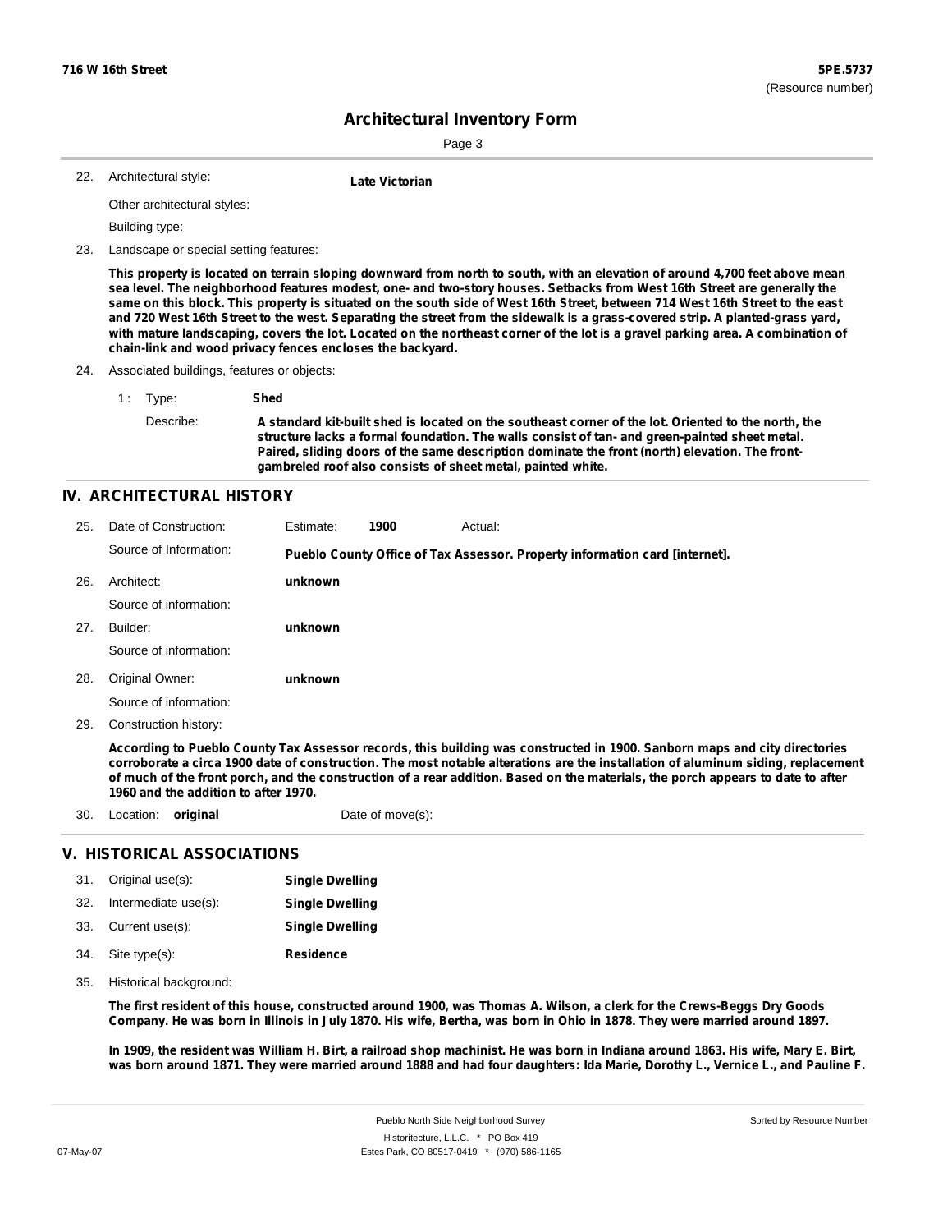## Architectural Inventory Form

22. Architectural style: **Late Victorian**

Other architectural styles:

Building type:

23. Landscape or special setting features:

**This property is located on terrain sloping downward from north to south, with an elevation of around 4,700 feet above mean sea level. The neighborhood features modest, one- and two-story houses. Setbacks from West 16th Street are generally the same on this block. This property is situated on the south side of West 16th Street, between 714 West 16th Street to the east and 720 West 16th Street to the west. Separating the street from the sidewalk is a grass-covered strip. A planted-grass yard, with mature landscaping, covers the lot. Located on the northeast corner of the lot is a gravel parking area. A combination of chain-link and wood privacy fences encloses the backyard.**

24. Associated buildings, features or objects:

1 : Type: **Shed**

Describe: **A standard kit-built shed is located on the southeast corner of the lot. Oriented to the north, the structure lacks a formal foundation. The walls consist of tan- and green-painted sheet metal. Paired, sliding doors of the same description dominate the front (north) elevation. The front-gambreled roof also consists of sheet metal, painted white.**

## IV. ARCHITECTURAL HISTORY

25. Date of Construction: Estimate: **1900** Actual:

Source of Information: **Pueblo County Office of Tax Assessor. Property information card [internet].**

26. Architect: **unknown**

Source of information:

27. Builder: **unknown**

Source of information:

28. Original Owner: **unknown**

Source of information:

29. Construction history:

**According to Pueblo County Tax Assessor records, this building was constructed in 1900. Sanborn maps and city directories corroborate a circa 1900 date of construction. The most notable alterations are the installation of aluminum siding, replacement of much of the front porch, and the construction of a rear addition. Based on the materials, the porch appears to date to after 1960 and the addition to after 1970.**

30. Location: **original** Date of move(s):

## V. HISTORICAL ASSOCIATIONS

31. Original use(s): **Single Dwelling**
32. Intermediate use(s): **Single Dwelling**
33. Current use(s): **Single Dwelling**
34. Site type(s): **Residence**
35. Historical background:

**The first resident of this house, constructed around 1900, was Thomas A. Wilson, a clerk for the Crews-Beggs Dry Goods Company. He was born in Illinois in July 1870. His wife, Bertha, was born in Ohio in 1878. They were married around 1897.**

**In 1909, the resident was William H. Birt, a railroad shop machinist. He was born in Indiana around 1863. His wife, Mary E. Birt, was born around 1871. They were married around 1888 and had four daughters: Ida Marie, Dorothy L., Vernice L., and Pauline F.**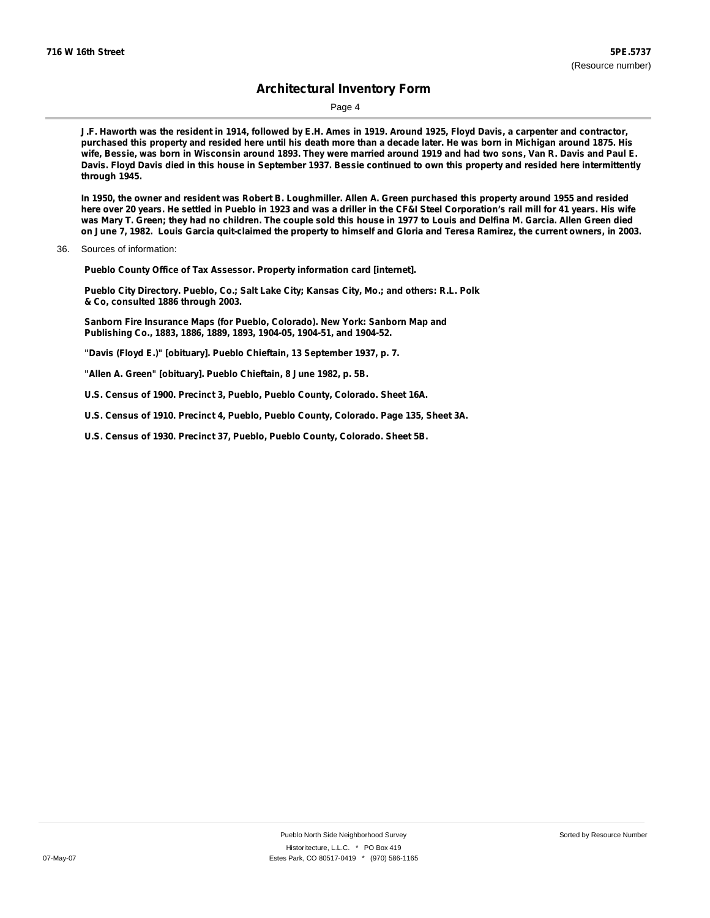J.F. Haworth was the resident in 1914, followed by E.H. Ames in 1919. Around 1925, Floyd Davis, a carpenter and contractor, purchased this property and resided here until his death more than a decade later. He was born in Michigan around 1875. His wife, Bessie, was born in Wisconsin around 1893. They were married around 1919 and had two sons, Van R. Davis and Paul E. Davis. Floyd Davis died in this house in September 1937. Bessie continued to own this property and resided here intermittently through 1945.

In 1950, the owner and resident was Robert B. Loughmiller. Allen A. Green purchased this property around 1955 and resided here over 20 years. He settled in Pueblo in 1923 and was a driller in the CF&I Steel Corporation's rail mill for 41 years. His wife was Mary T. Green; they had no children. The couple sold this house in 1977 to Louis and Delfina M. Garcia. Allen Green died on June 7, 1982. Louis Garcia quit-claimed the property to himself and Gloria and Teresa Ramirez, the current owners, in 2003.

36. Sources of information:

Pueblo County Office of Tax Assessor. Property information card [internet].

Pueblo City Directory. Pueblo, Co.; Salt Lake City; Kansas City, Mo.; and others: R.L. Polk & Co, consulted 1886 through 2003.

Sanborn Fire Insurance Maps (for Pueblo, Colorado). New York: Sanborn Map and Publishing Co., 1883, 1886, 1889, 1893, 1904-05, 1904-51, and 1904-52.

"Davis (Floyd E.)" [obituary]. Pueblo Chieftain, 13 September 1937, p. 7.

"Allen A. Green" [obituary]. Pueblo Chieftain, 8 June 1982, p. 5B.

U.S. Census of 1900. Precinct 3, Pueblo, Pueblo County, Colorado. Sheet 16A.

U.S. Census of 1910. Precinct 4, Pueblo, Pueblo County, Colorado. Page 135, Sheet 3A.

U.S. Census of 1930. Precinct 37, Pueblo, Pueblo County, Colorado. Sheet 5B.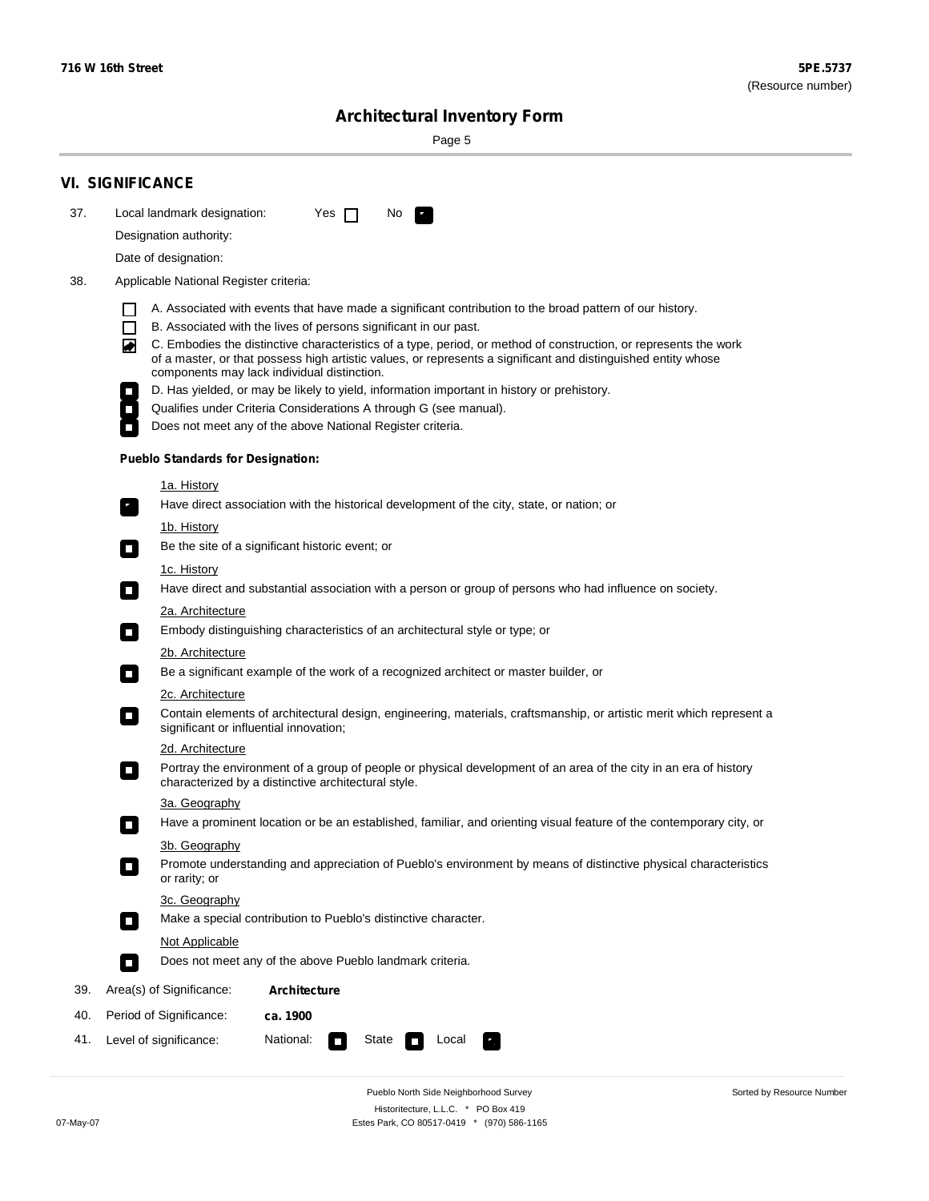## VI. SIGNIFICANCE

37. Local landmark designation: Yes ☐ No ☑

Designation authority:

Date of designation:

38. Applicable National Register criteria:

- ☐ A. Associated with events that have made a significant contribution to the broad pattern of our history.
- ☐ B. Associated with the lives of persons significant in our past.
- ☑ C. Embodies the distinctive characteristics of a type, period, or method of construction, or represents the work of a master, or that possess high artistic values, or represents a significant and distinguished entity whose components may lack individual distinction.
- ☐ D. Has yielded, or may be likely to yield, information important in history or prehistory.
- ☐ Qualifies under Criteria Considerations A through G (see manual).
- ☐ Does not meet any of the above National Register criteria.

**Pueblo Standards for Designation:**

1a. History
☑ Have direct association with the historical development of the city, state, or nation; or

1b. History
☐ Be the site of a significant historic event; or

1c. History
☐ Have direct and substantial association with a person or group of persons who had influence on society.

2a. Architecture
☐ Embody distinguishing characteristics of an architectural style or type; or

2b. Architecture
☐ Be a significant example of the work of a recognized architect or master builder, or

2c. Architecture
☐ Contain elements of architectural design, engineering, materials, craftsmanship, or artistic merit which represent a significant or influential innovation;

2d. Architecture
☐ Portray the environment of a group of people or physical development of an area of the city in an era of history characterized by a distinctive architectural style.

3a. Geography
☐ Have a prominent location or be an established, familiar, and orienting visual feature of the contemporary city, or

3b. Geography
☐ Promote understanding and appreciation of Pueblo's environment by means of distinctive physical characteristics or rarity; or

3c. Geography
☐ Make a special contribution to Pueblo's distinctive character.

Not Applicable
☐ Does not meet any of the above Pueblo landmark criteria.

39. Area(s) of Significance: **Architecture**

40. Period of Significance: **ca. 1900**

41. Level of significance: National: ☐ State ☐ Local ☑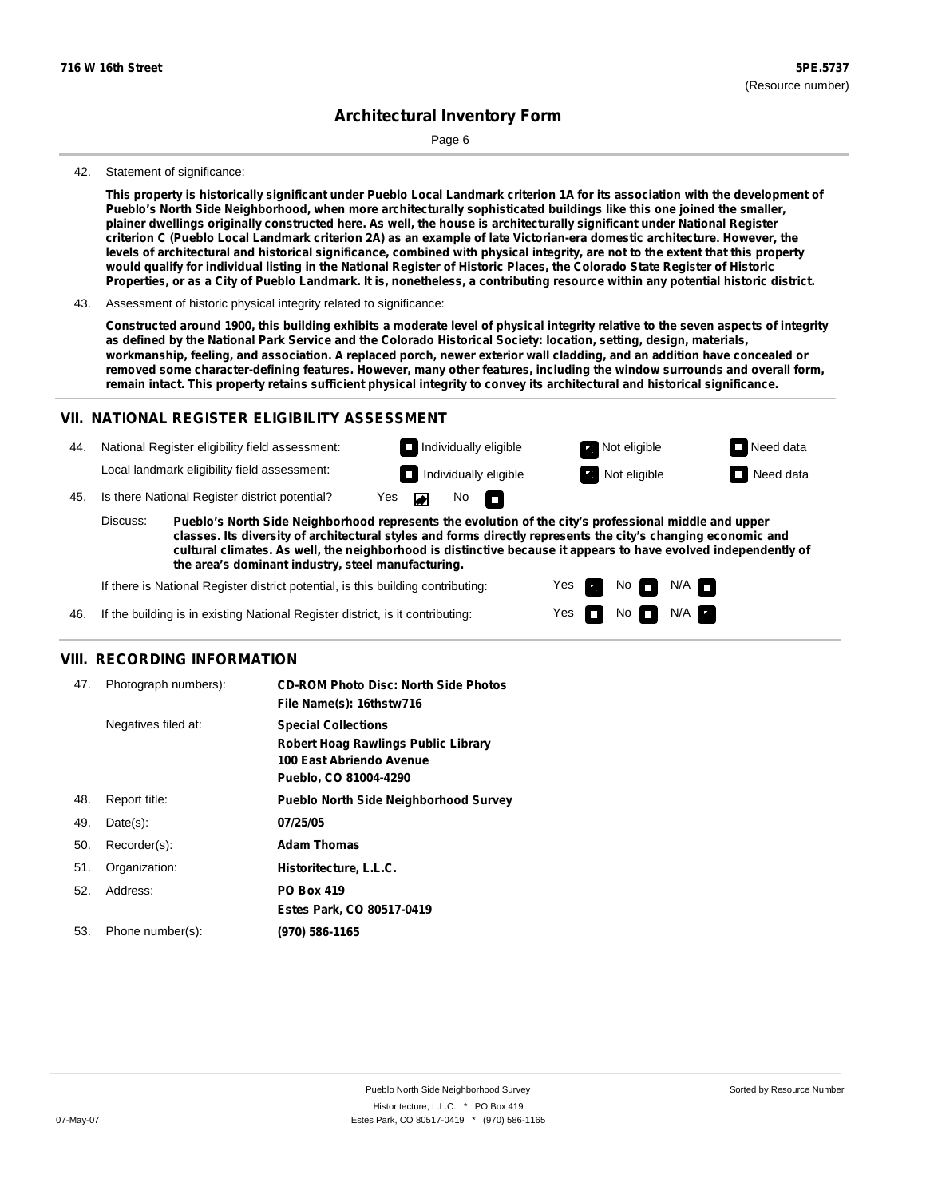42. Statement of significance:

**This property is historically significant under Pueblo Local Landmark criterion 1A for its association with the development of Pueblo's North Side Neighborhood, when more architecturally sophisticated buildings like this one joined the smaller, plainer dwellings originally constructed here. As well, the house is architecturally significant under National Register criterion C (Pueblo Local Landmark criterion 2A) as an example of late Victorian-era domestic architecture. However, the levels of architectural and historical significance, combined with physical integrity, are not to the extent that this property would qualify for individual listing in the National Register of Historic Places, the Colorado State Register of Historic Properties, or as a City of Pueblo Landmark. It is, nonetheless, a contributing resource within any potential historic district.**

43. Assessment of historic physical integrity related to significance:

**Constructed around 1900, this building exhibits a moderate level of physical integrity relative to the seven aspects of integrity as defined by the National Park Service and the Colorado Historical Society: location, setting, design, materials, workmanship, feeling, and association. A replaced porch, newer exterior wall cladding, and an addition have concealed or removed some character-defining features. However, many other features, including the window surrounds and overall form, remain intact. This property retains sufficient physical integrity to convey its architectural and historical significance.**

## VII. NATIONAL REGISTER ELIGIBILITY ASSESSMENT

44. National Register eligibility field assessment: ☐ Individually eligible ☑ Not eligible ☐ Need data

Local landmark eligibility field assessment: ☐ Individually eligible ☑ Not eligible ☐ Need data

45. Is there National Register district potential? Yes ☑ No ☐

Discuss: **Pueblo's North Side Neighborhood represents the evolution of the city's professional middle and upper classes. Its diversity of architectural styles and forms directly represents the city's changing economic and cultural climates. As well, the neighborhood is distinctive because it appears to have evolved independently of the area's dominant industry, steel manufacturing.**

If there is National Register district potential, is this building contributing: Yes ☑ No ☐ N/A ☐

46. If the building is in existing National Register district, is it contributing: Yes ☐ No ☐ N/A ☑

## VIII. RECORDING INFORMATION

47. Photograph numbers): **CD-ROM Photo Disc: North Side Photos**
**File Name(s): 16thstw716**

Negatives filed at: **Special Collections**
**Robert Hoag Rawlings Public Library**
**100 East Abriendo Avenue**
**Pueblo, CO 81004-4290**

48. Report title: **Pueblo North Side Neighborhood Survey**

49. Date(s): **07/25/05**

50. Recorder(s): **Adam Thomas**

51. Organization: **Historitecture, L.L.C.**

52. Address: **PO Box 419**
**Estes Park, CO 80517-0419**

53. Phone number(s): **(970) 586-1165**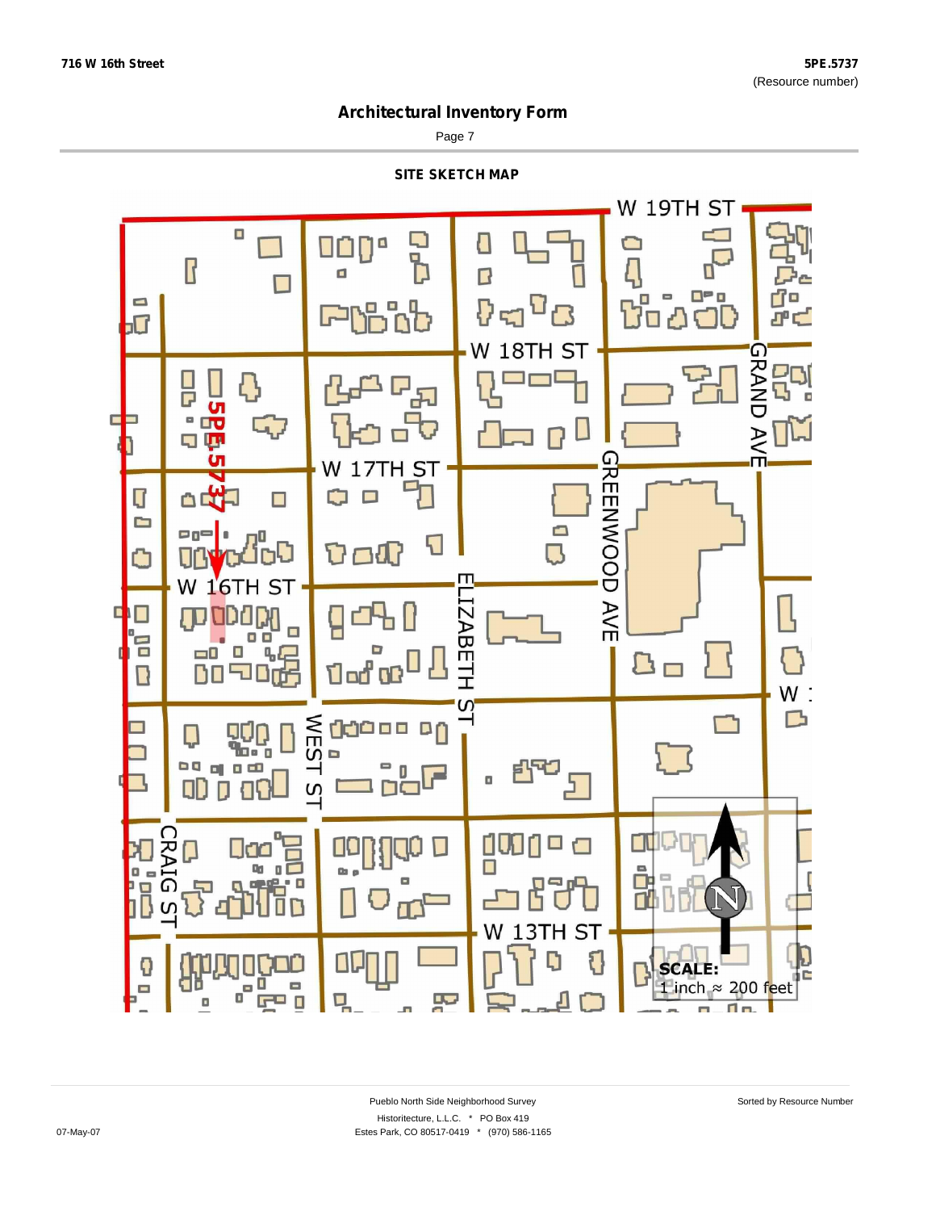## Architectural Inventory Form

### SITE SKETCH MAP

W 19TH ST

W 18TH ST

GRAND AVE

5PE.5737

W 17TH ST

GREENWOOD AVE

W 16TH ST

ELIZABETH ST

WEST ST

CRAIG ST

W 13TH ST

N

SCALE:
1 inch ≈ 200 feet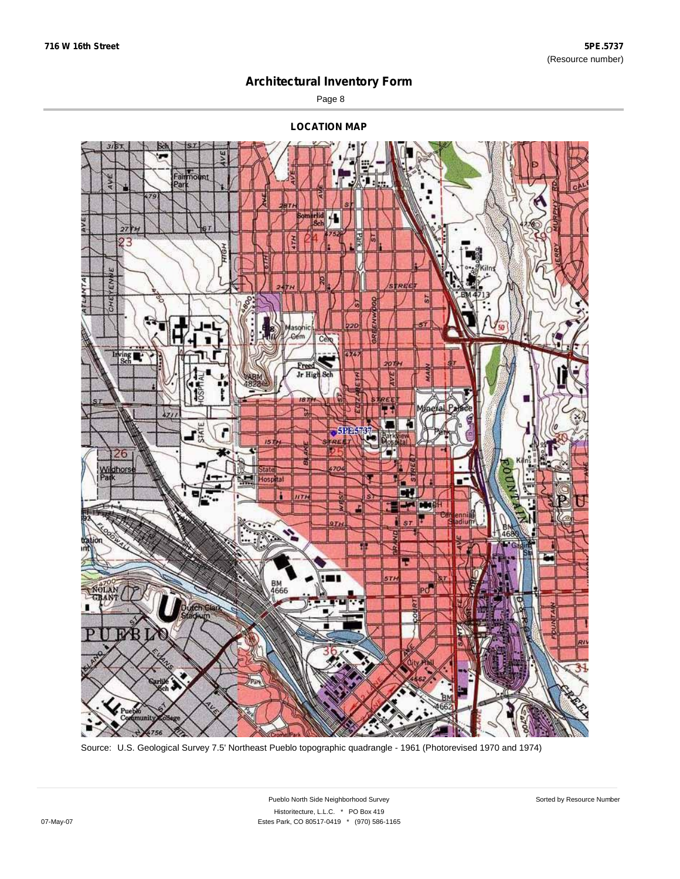716 W 16th Street

5PE.5737
(Resource number)

# Architectural Inventory Form

Page 8

## LOCATION MAP

Source: U.S. Geological Survey 7.5' Northeast Pueblo topographic quadrangle - 1961 (Photorevised 1970 and 1974)

Pueblo North Side Neighborhood Survey

Historitecture, L.L.C. * PO Box 419

Estes Park, CO 80517-0419 * (970) 586-1165

Sorted by Resource Number

07-May-07